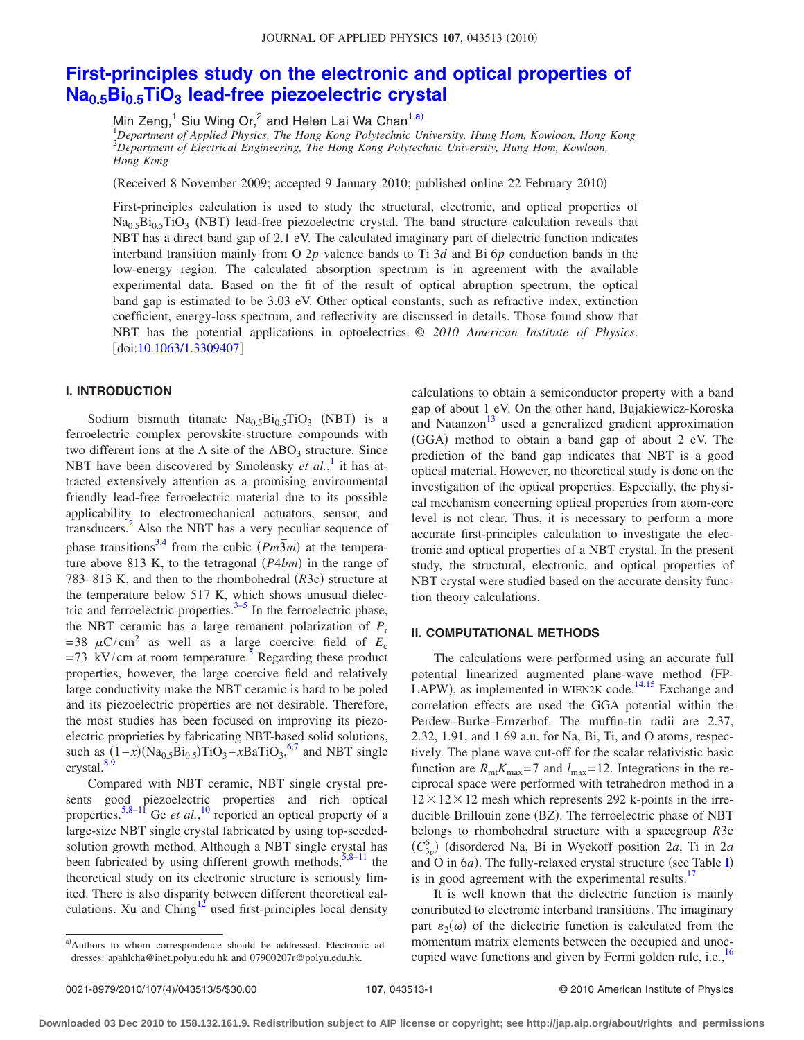# First-principles study on the electronic and optical properties of $Na_{0.5}Bi_{0.5}TiO_3$ lead-free piezoelectric crystal

Min Zeng,[1] Siu Wing Or,[2] and Helen Lai Wa Chan[1,a)]

[1]*Department of Applied Physics, The Hong Kong Polytechnic University, Hung Hom, Kowloon, Hong Kong*
[2]*Department of Electrical Engineering, The Hong Kong Polytechnic University, Hung Hom, Kowloon, Hong Kong*

(Received 8 November 2009; accepted 9 January 2010; published online 22 February 2010)

First-principles calculation is used to study the structural, electronic, and optical properties of $Na_{0.5}Bi_{0.5}TiO_3$ (NBT) lead-free piezoelectric crystal. The band structure calculation reveals that NBT has a direct band gap of 2.1 eV. The calculated imaginary part of dielectric function indicates interband transition mainly from O 2*p* valence bands to Ti 3*d* and Bi 6*p* conduction bands in the low-energy region. The calculated absorption spectrum is in agreement with the available experimental data. Based on the fit of the result of optical abruption spectrum, the optical band gap is estimated to be 3.03 eV. Other optical constants, such as refractive index, extinction coefficient, energy-loss spectrum, and reflectivity are discussed in details. Those found show that NBT has the potential applications in optoelectrics. © *2010 American Institute of Physics.* [doi:10.1063/1.3309407]

## I. INTRODUCTION

Sodium bismuth titanate $Na_{0.5}Bi_{0.5}TiO_3$ (NBT) is a ferroelectric complex perovskite-structure compounds with two different ions at the A site of the $ABO_3$ structure. Since NBT have been discovered by Smolensky *et al.*,[1] it has attracted extensively attention as a promising environmental friendly lead-free ferroelectric material due to its possible applicability to electromechanical actuators, sensor, and transducers.[2] Also the NBT has a very peculiar sequence of phase transitions[3,4] from the cubic ($Pm\bar{3}m$) at the temperature above 813 K, to the tetragonal ($P4bm$) in the range of 783–813 K, and then to the rhombohedral ($R3c$) structure at the temperature below 517 K, which shows unusual dielectric and ferroelectric properties.[3–5] In the ferroelectric phase, the NBT ceramic has a large remanent polarization of $P_r = 38\ \mu C/cm^2$ as well as a large coercive field of $E_c = 73$ kV/cm at room temperature.[5] Regarding these product properties, however, the large coercive field and relatively large conductivity make the NBT ceramic is hard to be poled and its piezoelectric properties are not desirable. Therefore, the most studies has been focused on improving its piezoelectric proprieties by fabricating NBT-based solid solutions, such as $(1-x)(Na_{0.5}Bi_{0.5})TiO_3-xBaTiO_3$,[6,7] and NBT single crystal.[8,9]

Compared with NBT ceramic, NBT single crystal presents good piezoelectric properties and rich optical properties.[5,8–11] Ge *et al.*,[10] reported an optical property of a large-size NBT single crystal fabricated by using top-seeded-solution growth method. Although a NBT single crystal has been fabricated by using different growth methods,[5,8–11] the theoretical study on its electronic structure is seriously limited. There is also disparity between different theoretical calculations. Xu and Ching[12] used first-principles local density calculations to obtain a semiconductor property with a band gap of about 1 eV. On the other hand, Bujakiewicz-Koroska and Natanzon[13] used a generalized gradient approximation (GGA) method to obtain a band gap of about 2 eV. The prediction of the band gap indicates that NBT is a good optical material. However, no theoretical study is done on the investigation of the optical properties. Especially, the physical mechanism concerning optical properties from atom-core level is not clear. Thus, it is necessary to perform a more accurate first-principles calculation to investigate the electronic and optical properties of a NBT crystal. In the present study, the structural, electronic, and optical properties of NBT crystal were studied based on the accurate density function theory calculations.

## II. COMPUTATIONAL METHODS

The calculations were performed using an accurate full potential linearized augmented plane-wave method (FP-LAPW), as implemented in WIEN2K code.[14,15] Exchange and correlation effects are used the GGA potential within the Perdew–Burke–Ernzerhof. The muffin-tin radii are 2.37, 2.32, 1.91, and 1.69 a.u. for Na, Bi, Ti, and O atoms, respectively. The plane wave cut-off for the scalar relativistic basic function are $R_{mt}K_{max}=7$ and $l_{max}=12$. Integrations in the reciprocal space were performed with tetrahedron method in a $12\times12\times12$ mesh which represents 292 k-points in the irreducible Brillouin zone (BZ). The ferroelectric phase of NBT belongs to rhombohedral structure with a spacegroup $R3c$ ($C_{3v}^6$) (disordered Na, Bi in Wyckoff position 2*a*, Ti in 2*a* and O in 6*a*). The fully-relaxed crystal structure (see Table I) is in good agreement with the experimental results.[17]

It is well known that the dielectric function is mainly contributed to electronic interband transitions. The imaginary part $\varepsilon_2(\omega)$ of the dielectric function is calculated from the momentum matrix elements between the occupied and unoccupied wave functions and given by Fermi golden rule, i.e.,[16]

a) Authors to whom correspondence should be addressed. Electronic addresses: apahlcha@inet.polyu.edu.hk and 07900207r@polyu.edu.hk.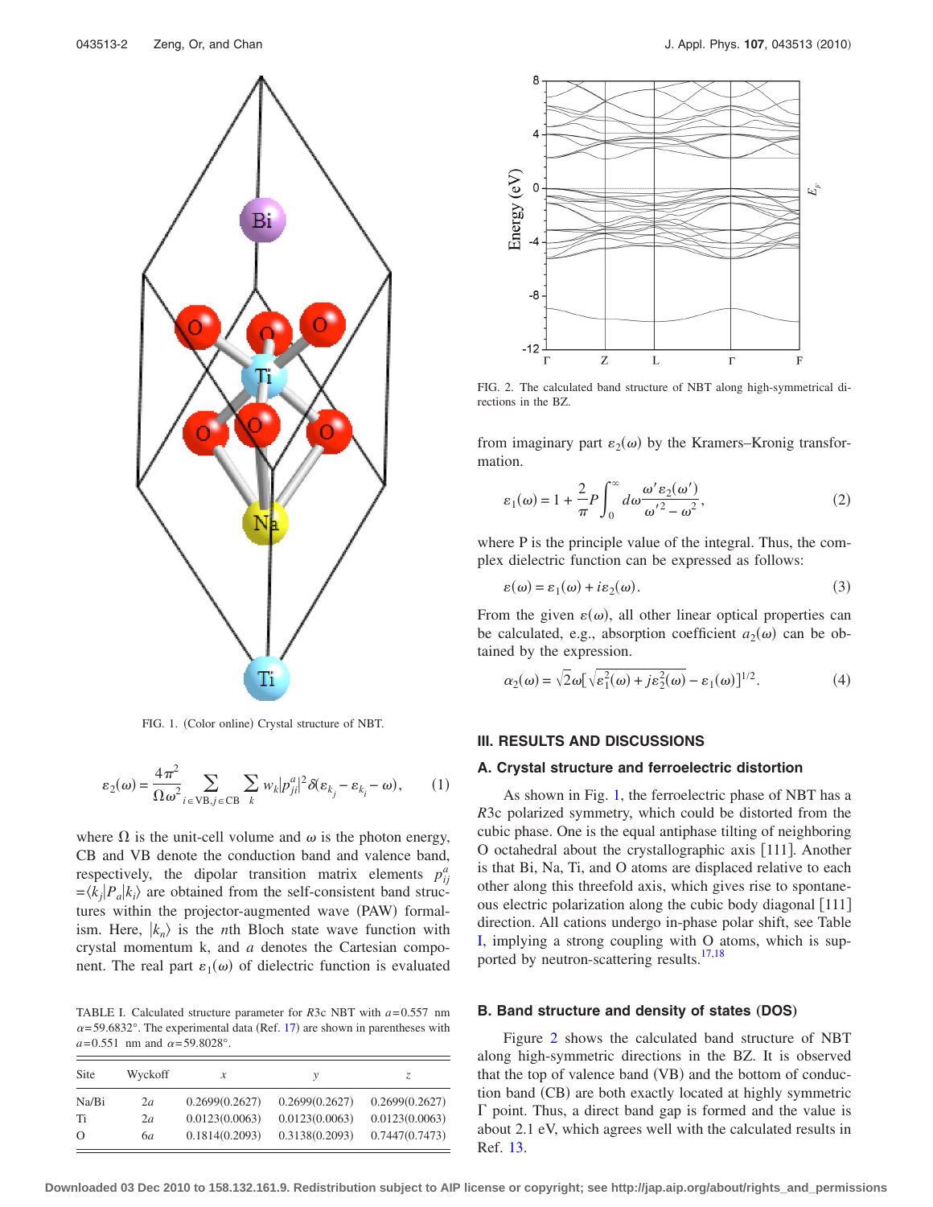FIG. 1. (Color online) Crystal structure of NBT.

$$\varepsilon_2(\omega) = \frac{4\pi^2}{\Omega\omega^2} \sum_{i\in \mathrm{VB}, j\in \mathrm{CB}} \sum_k w_k |p_{ji}^a|^2 \delta(\varepsilon_{k_j} - \varepsilon_{k_i} - \omega), \quad (1)$$

where $\Omega$ is the unit-cell volume and $\omega$ is the photon energy, CB and VB denote the conduction band and valence band, respectively, the dipolar transition matrix elements $p_{ij}^a = \langle k_j | P_a | k_i \rangle$ are obtained from the self-consistent band structures within the projector-augmented wave (PAW) formalism. Here, $|k_n\rangle$ is the $n$th Bloch state wave function with crystal momentum k, and $a$ denotes the Cartesian component. The real part $\varepsilon_1(\omega)$ of dielectric function is evaluated

TABLE I. Calculated structure parameter for $R3c$ NBT with $a$=0.557 nm $\alpha$=59.6832°. The experimental data (Ref. 17) are shown in parentheses with $a$=0.551 nm and $\alpha$=59.8028°.

| Site | Wyckoff | $x$ | $y$ | $z$ |
|---|---|---|---|---|
| Na/Bi | 2$a$ | 0.2699(0.2627) | 0.2699(0.2627) | 0.2699(0.2627) |
| Ti | 2$a$ | 0.0123(0.0063) | 0.0123(0.0063) | 0.0123(0.0063) |
| O | 6$a$ | 0.1814(0.2093) | 0.3138(0.2093) | 0.7447(0.7473) |

FIG. 2. The calculated band structure of NBT along high-symmetrical directions in the BZ.

from imaginary part $\varepsilon_2(\omega)$ by the Kramers–Kronig transformation.

$$\varepsilon_1(\omega) = 1 + \frac{2}{\pi} P \int_0^\infty d\omega \frac{\omega' \varepsilon_2(\omega')}{\omega'^2 - \omega^2}, \quad (2)$$

where P is the principle value of the integral. Thus, the complex dielectric function can be expressed as follows:

$$\varepsilon(\omega) = \varepsilon_1(\omega) + i\varepsilon_2(\omega). \quad (3)$$

From the given $\varepsilon(\omega)$, all other linear optical properties can be calculated, e.g., absorption coefficient $a_2(\omega)$ can be obtained by the expression.

$$\alpha_2(\omega) = \sqrt{2}\omega[\sqrt{\varepsilon_1^2(\omega) + j\varepsilon_2^2(\omega)} - \varepsilon_1(\omega)]^{1/2}. \quad (4)$$

## III. RESULTS AND DISCUSSIONS

### A. Crystal structure and ferroelectric distortion

As shown in Fig. 1, the ferroelectric phase of NBT has a $R3c$ polarized symmetry, which could be distorted from the cubic phase. One is the equal antiphase tilting of neighboring O octahedral about the crystallographic axis [111]. Another is that Bi, Na, Ti, and O atoms are displaced relative to each other along this threefold axis, which gives rise to spontaneous electric polarization along the cubic body diagonal [111] direction. All cations undergo in-phase polar shift, see Table I, implying a strong coupling with O atoms, which is supported by neutron-scattering results.[17,18]

### B. Band structure and density of states (DOS)

Figure 2 shows the calculated band structure of NBT along high-symmetric directions in the BZ. It is observed that the top of valence band (VB) and the bottom of conduction band (CB) are both exactly located at highly symmetric Γ point. Thus, a direct band gap is formed and the value is about 2.1 eV, which agrees well with the calculated results in Ref. 13.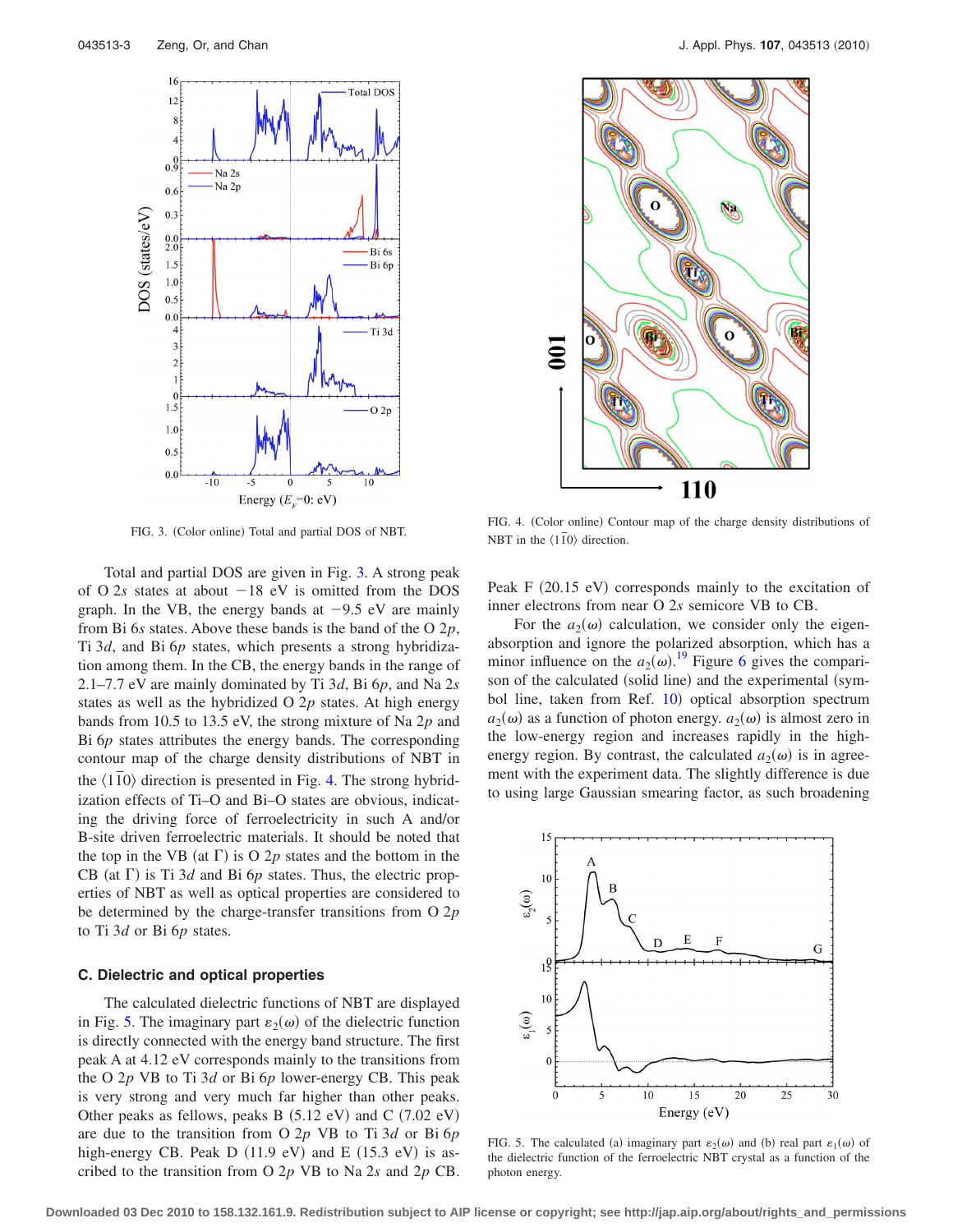FIG. 3. (Color online) Total and partial DOS of NBT.

FIG. 4. (Color online) Contour map of the charge density distributions of NBT in the $\langle 1\bar{1}0 \rangle$ direction.

Total and partial DOS are given in Fig. 3. A strong peak of O 2*s* states at about −18 eV is omitted from the DOS graph. In the VB, the energy bands at −9.5 eV are mainly from Bi 6*s* states. Above these bands is the band of the O 2*p*, Ti 3*d*, and Bi 6*p* states, which presents a strong hybridization among them. In the CB, the energy bands in the range of 2.1–7.7 eV are mainly dominated by Ti 3*d*, Bi 6*p*, and Na 2*s* states as well as the hybridized O 2*p* states. At high energy bands from 10.5 to 13.5 eV, the strong mixture of Na 2*p* and Bi 6*p* states attributes the energy bands. The corresponding contour map of the charge density distributions of NBT in the $\langle 1\bar{1}0 \rangle$ direction is presented in Fig. 4. The strong hybridization effects of Ti–O and Bi–O states are obvious, indicating the driving force of ferroelectricity in such A and/or B-site driven ferroelectric materials. It should be noted that the top in the VB (at Γ) is O 2*p* states and the bottom in the CB (at Γ) is Ti 3*d* and Bi 6*p* states. Thus, the electric properties of NBT as well as optical properties are considered to be determined by the charge-transfer transitions from O 2*p* to Ti 3*d* or Bi 6*p* states.

### C. Dielectric and optical properties

The calculated dielectric functions of NBT are displayed in Fig. 5. The imaginary part $\varepsilon_2(\omega)$ of the dielectric function is directly connected with the energy band structure. The first peak A at 4.12 eV corresponds mainly to the transitions from the O 2*p* VB to Ti 3*d* or Bi 6*p* lower-energy CB. This peak is very strong and very much far higher than other peaks. Other peaks as fellows, peaks B (5.12 eV) and C (7.02 eV) are due to the transition from O 2*p* VB to Ti 3*d* or Bi 6*p* high-energy CB. Peak D (11.9 eV) and E (15.3 eV) is ascribed to the transition from O 2*p* VB to Na 2*s* and 2*p* CB. Peak F (20.15 eV) corresponds mainly to the excitation of inner electrons from near O 2*s* semicore VB to CB.

For the $a_2(\omega)$ calculation, we consider only the eigenabsorption and ignore the polarized absorption, which has a minor influence on the $a_2(\omega)$.[19] Figure 6 gives the comparison of the calculated (solid line) and the experimental (symbol line, taken from Ref. 10) optical absorption spectrum $a_2(\omega)$ as a function of photon energy. $a_2(\omega)$ is almost zero in the low-energy region and increases rapidly in the high-energy region. By contrast, the calculated $a_2(\omega)$ is in agreement with the experiment data. The slightly difference is due to using large Gaussian smearing factor, as such broadening

FIG. 5. The calculated (a) imaginary part $\varepsilon_2(\omega)$ and (b) real part $\varepsilon_1(\omega)$ of the dielectric function of the ferroelectric NBT crystal as a function of the photon energy.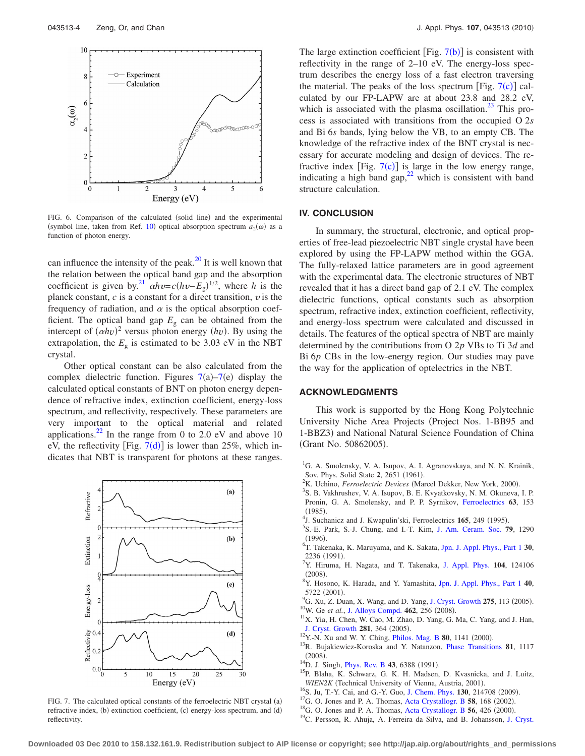FIG. 6. Comparison of the calculated (solid line) and the experimental (symbol line, taken from Ref. 10) optical absorption spectrum $a_2(\omega)$ as a function of photon energy.

can influence the intensity of the peak.[20] It is well known that the relation between the optical band gap and the absorption coefficient is given by.[21] $\alpha h\upsilon = c(h\upsilon - E_g)^{1/2}$, where $h$ is the planck constant, $c$ is a constant for a direct transition, $\upsilon$ is the frequency of radiation, and $\alpha$ is the optical absorption coefficient. The optical band gap $E_g$ can be obtained from the intercept of $(\alpha h\upsilon)^2$ versus photon energy $(h\upsilon)$. By using the extrapolation, the $E_g$ is estimated to be 3.03 eV in the NBT crystal.

Other optical constant can be also calculated from the complex dielectric function. Figures 7(a)–7(e) display the calculated optical constants of BNT on photon energy dependence of refractive index, extinction coefficient, energy-loss spectrum, and reflectivity, respectively. These parameters are very important to the optical material and related applications.[22] In the range from 0 to 2.0 eV and above 10 eV, the reflectivity [Fig. 7(d)] is lower than 25%, which indicates that NBT is transparent for photons at these ranges.

FIG. 7. The calculated optical constants of the ferroelectric NBT crystal (a) refractive index, (b) extinction coefficient, (c) energy-loss spectrum, and (d) reflectivity.

The large extinction coefficient [Fig. 7(b)] is consistent with reflectivity in the range of 2–10 eV. The energy-loss spectrum describes the energy loss of a fast electron traversing the material. The peaks of the loss spectrum [Fig. 7(c)] calculated by our FP-LAPW are at about 23.8 and 28.2 eV, which is associated with the plasma oscillation.[23] This process is associated with transitions from the occupied O 2$s$ and Bi 6$s$ bands, lying below the VB, to an empty CB. The knowledge of the refractive index of the BNT crystal is necessary for accurate modeling and design of devices. The refractive index [Fig. 7(c)] is large in the low energy range, indicating a high band gap,[22] which is consistent with band structure calculation.

## IV. CONCLUSION

In summary, the structural, electronic, and optical properties of free-lead piezoelectric NBT single crystal have been explored by using the FP-LAPW method within the GGA. The fully-relaxed lattice parameters are in good agreement with the experimental data. The electronic structures of NBT revealed that it has a direct band gap of 2.1 eV. The complex dielectric functions, optical constants such as absorption spectrum, refractive index, extinction coefficient, reflectivity, and energy-loss spectrum were calculated and discussed in details. The features of the optical spectra of NBT are mainly determined by the contributions from O 2$p$ VBs to Ti 3$d$ and Bi 6$p$ CBs in the low-energy region. Our studies may pave the way for the application of optelectrics in the NBT.

## ACKNOWLEDGMENTS

This work is supported by the Hong Kong Polytechnic University Niche Area Projects (Project Nos. 1-BB95 and 1-BBZ3) and National Natural Science Foundation of China (Grant No. 50862005).

[1] G. A. Smolensky, V. A. Isupov, A. I. Agranovskaya, and N. N. Krainik, Sov. Phys. Solid State **2**, 2651 (1961).
[2] K. Uchino, *Ferroelectric Devices* (Marcel Dekker, New York, 2000).
[3] S. B. Vakhrushev, V. A. Isupov, B. E. Kvyatkovsky, N. M. Okuneva, I. P. Pronin, G. A. Smolensky, and P. P. Syrnikov, Ferroelectrics **63**, 153 (1985).
[4] J. Suchanicz and J. Kwapulin'ski, Ferroelectrics **165**, 249 (1995).
[5] S.-E. Park, S.-J. Chung, and I.-T. Kim, J. Am. Ceram. Soc. **79**, 1290 (1996).
[6] T. Takenaka, K. Maruyama, and K. Sakata, Jpn. J. Appl. Phys., Part 1 **30**, 2236 (1991).
[7] Y. Hiruma, H. Nagata, and T. Takenaka, J. Appl. Phys. **104**, 124106 (2008).
[8] Y. Hosono, K. Harada, and Y. Yamashita, Jpn. J. Appl. Phys., Part 1 **40**, 5722 (2001).
[9] G. Xu, Z. Duan, X. Wang, and D. Yang, J. Cryst. Growth **275**, 113 (2005).
[10] W. Ge *et al.*, J. Alloys Compd. **462**, 256 (2008).
[11] X. Yia, H. Chen, W. Cao, M. Zhao, D. Yang, G. Ma, C. Yang, and J. Han, J. Cryst. Growth **281**, 364 (2005).
[12] Y.-N. Xu and W. Y. Ching, Philos. Mag. B **80**, 1141 (2000).
[13] R. Bujakiewicz-Koroska and Y. Natanzon, Phase Transitions **81**, 1117 (2008).
[14] D. J. Singh, Phys. Rev. B **43**, 6388 (1991).
[15] P. Blaha, K. Schwarz, G. K. H. Madsen, D. Kvasnicka, and J. Luitz, *WIEN2K* (Technical University of Vienna, Austria, 2001).
[16] S. Ju, T.-Y. Cai, and G.-Y. Guo, J. Chem. Phys. **130**, 214708 (2009).
[17] G. O. Jones and P. A. Thomas, Acta Crystallogr. B **58**, 168 (2002).
[18] G. O. Jones and P. A. Thomas, Acta Crystallogr. B **56**, 426 (2000).
[19] C. Persson, R. Ahuja, A. Ferreira da Silva, and B. Johansson, J. Cryst.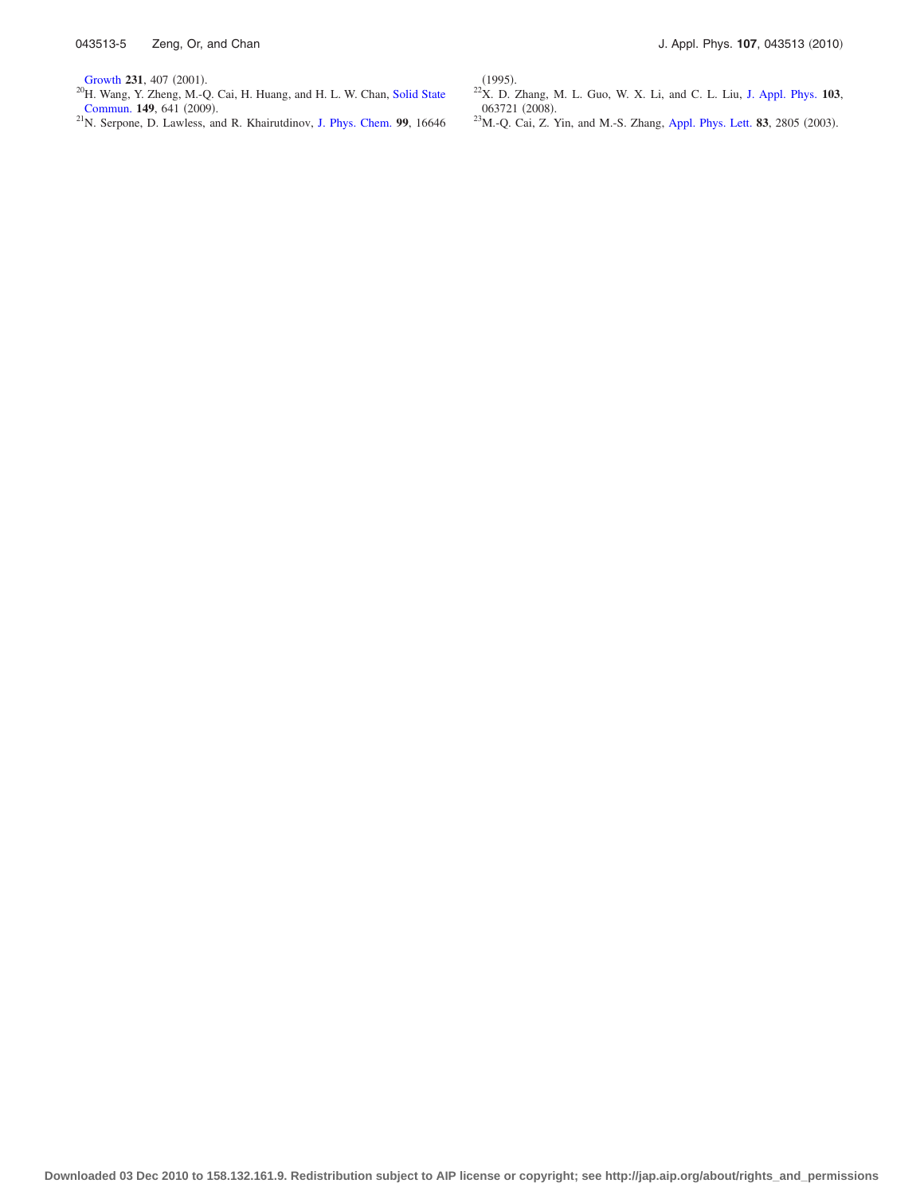Growth **231**, 407 (2001).

[20]H. Wang, Y. Zheng, M.-Q. Cai, H. Huang, and H. L. W. Chan, Solid State Commun. **149**, 641 (2009).

[21]N. Serpone, D. Lawless, and R. Khairutdinov, J. Phys. Chem. **99**, 16646 (1995).

[22]X. D. Zhang, M. L. Guo, W. X. Li, and C. L. Liu, J. Appl. Phys. **103**, 063721 (2008).

[23]M.-Q. Cai, Z. Yin, and M.-S. Zhang, Appl. Phys. Lett. **83**, 2805 (2003).

**Downloaded 03 Dec 2010 to 158.132.161.9. Redistribution subject to AIP license or copyright; see http://jap.aip.org/about/rights_and_permissions**